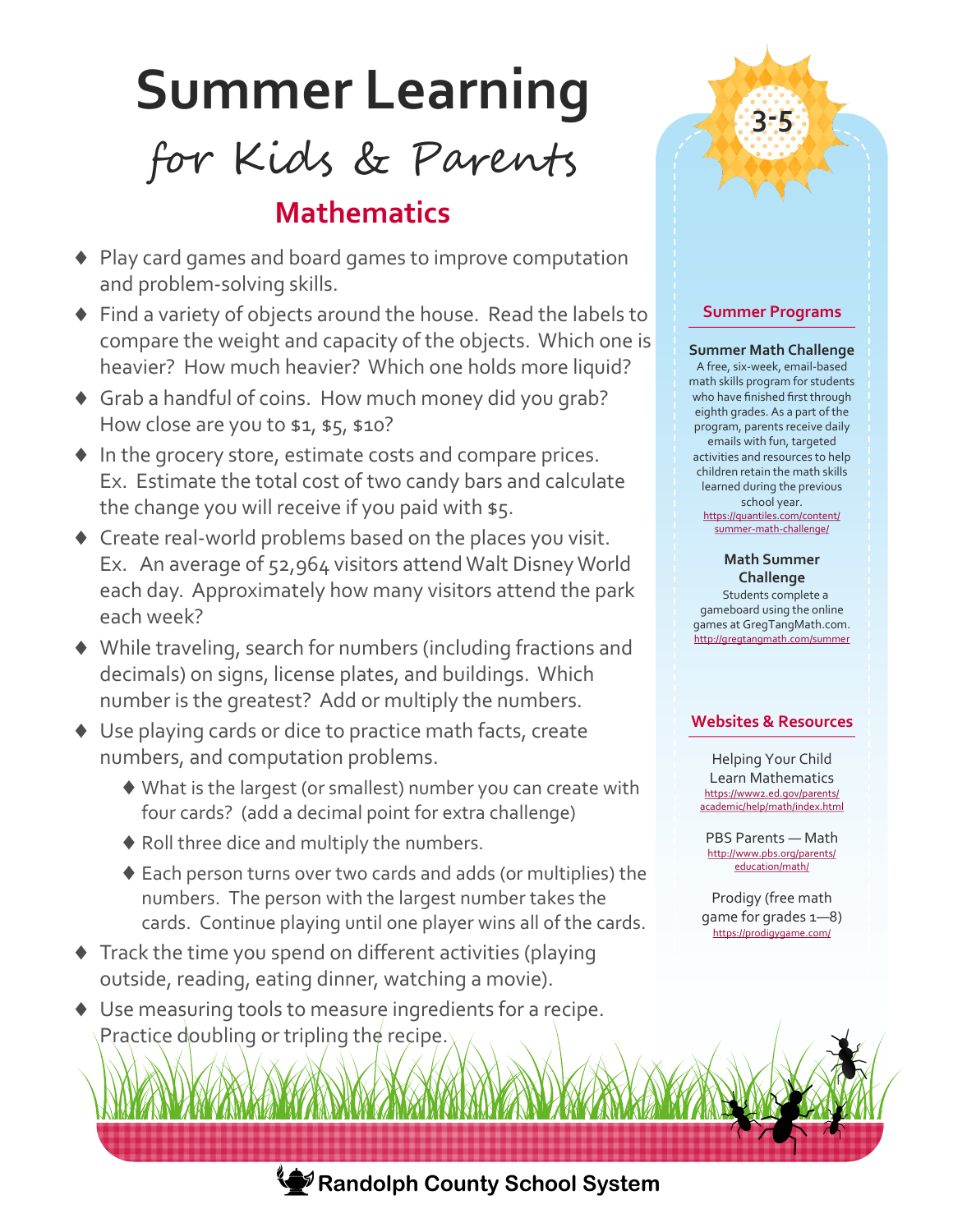# Summer Learning

## *for Kids & Parents*

3-5

## Mathematics

- Play card games and board games to improve computation and problem-solving skills.
- Find a variety of objects around the house. Read the labels to compare the weight and capacity of the objects. Which one is heavier? How much heavier? Which one holds more liquid?
- Grab a handful of coins. How much money did you grab? How close are you to $1, $5, $10?
- In the grocery store, estimate costs and compare prices. Ex. Estimate the total cost of two candy bars and calculate the change you will receive if you paid with $5.
- Create real-world problems based on the places you visit. Ex. An average of 52,964 visitors attend Walt Disney World each day. Approximately how many visitors attend the park each week?
- While traveling, search for numbers (including fractions and decimals) on signs, license plates, and buildings. Which number is the greatest? Add or multiply the numbers.
- Use playing cards or dice to practice math facts, create numbers, and computation problems.
  - What is the largest (or smallest) number you can create with four cards? (add a decimal point for extra challenge)
  - Roll three dice and multiply the numbers.
  - Each person turns over two cards and adds (or multiplies) the numbers. The person with the largest number takes the cards. Continue playing until one player wins all of the cards.
- Track the time you spend on different activities (playing outside, reading, eating dinner, watching a movie).
- Use measuring tools to measure ingredients for a recipe. Practice doubling or tripling the recipe.

### Summer Programs

**Summer Math Challenge**
A free, six-week, email-based math skills program for students who have finished first through eighth grades. As a part of the program, parents receive daily emails with fun, targeted activities and resources to help children retain the math skills learned during the previous school year.
https://quantiles.com/content/summer-math-challenge/

**Math Summer Challenge**
Students complete a gameboard using the online games at GregTangMath.com.
http://gregtangmath.com/summer

### Websites & Resources

Helping Your Child Learn Mathematics
https://www2.ed.gov/parents/academic/help/math/index.html

PBS Parents — Math
http://www.pbs.org/parents/education/math/

Prodigy (free math game for grades 1—8)
https://prodigygame.com/

**Randolph County School System**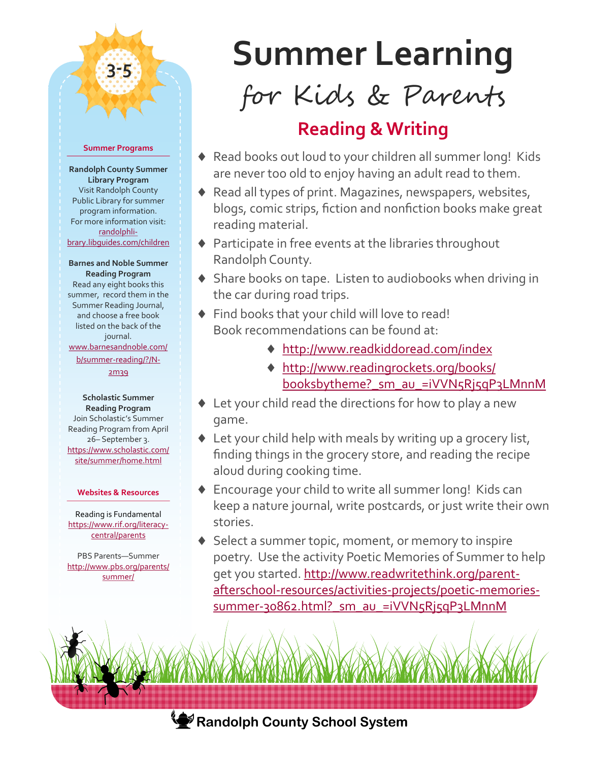3-5

# Summer Learning

## for Kids & Parents

### Reading & Writing

- Read books out loud to your children all summer long! Kids are never too old to enjoy having an adult read to them.
- Read all types of print. Magazines, newspapers, websites, blogs, comic strips, fiction and nonfiction books make great reading material.
- Participate in free events at the libraries throughout Randolph County.
- Share books on tape. Listen to audiobooks when driving in the car during road trips.
- Find books that your child will love to read! Book recommendations can be found at:
  - http://www.readkiddoread.com/index
  - http://www.readingrockets.org/books/booksbytheme?_sm_au_=iVVN5Rj5qP3LMnnM
- Let your child read the directions for how to play a new game.
- Let your child help with meals by writing up a grocery list, finding things in the grocery store, and reading the recipe aloud during cooking time.
- Encourage your child to write all summer long! Kids can keep a nature journal, write postcards, or just write their own stories.
- Select a summer topic, moment, or memory to inspire poetry. Use the activity Poetic Memories of Summer to help get you started. http://www.readwritethink.org/parent-afterschool-resources/activities-projects/poetic-memories-summer-30862.html?_sm_au_=iVVN5Rj5qP3LMnnM

#### Summer Programs

**Randolph County Summer Library Program**
Visit Randolph County Public Library for summer program information.
For more information visit: randolphlibrary.libguides.com/children

**Barnes and Noble Summer Reading Program**
Read any eight books this summer, record them in the Summer Reading Journal, and choose a free book listed on the back of the journal.
www.barnesandnoble.com/b/summer-reading/?/N-2m39

**Scholastic Summer Reading Program**
Join Scholastic's Summer Reading Program from April 26– September 3.
https://www.scholastic.com/site/summer/home.html

#### Websites & Resources

Reading is Fundamental
https://www.rif.org/literacy-central/parents

PBS Parents—Summer
http://www.pbs.org/parents/summer/

Randolph County School System